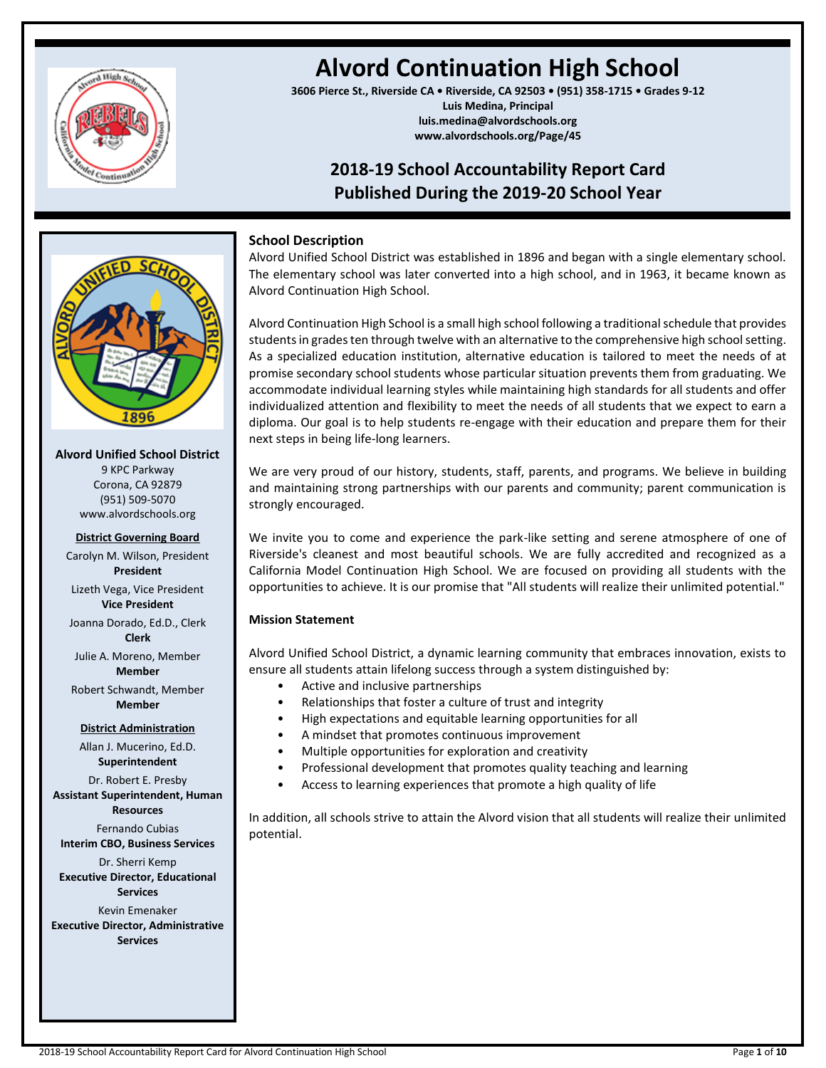# Alvord Continuation High School

**3606 Pierce St., Riverside CA • Riverside, CA 92503 • (951) 358-1715 • Grades 9-12**
**Luis Medina, Principal**
**luis.medina@alvordschools.org**
**www.alvordschools.org/Page/45**

## 2018-19 School Accountability Report Card
## Published During the 2019-20 School Year

**Alvord Unified School District**
9 KPC Parkway
Corona, CA 92879
(951) 509-5070
www.alvordschools.org

**District Governing Board**

Carolyn M. Wilson, President
**President**

Lizeth Vega, Vice President
**Vice President**

Joanna Dorado, Ed.D., Clerk
**Clerk**

Julie A. Moreno, Member
**Member**

Robert Schwandt, Member
**Member**

**District Administration**

Allan J. Mucerino, Ed.D.
**Superintendent**

Dr. Robert E. Presby
**Assistant Superintendent, Human Resources**

Fernando Cubias
**Interim CBO, Business Services**

Dr. Sherri Kemp
**Executive Director, Educational Services**

Kevin Emenaker
**Executive Director, Administrative Services**

### School Description

Alvord Unified School District was established in 1896 and began with a single elementary school. The elementary school was later converted into a high school, and in 1963, it became known as Alvord Continuation High School.

Alvord Continuation High School is a small high school following a traditional schedule that provides students in grades ten through twelve with an alternative to the comprehensive high school setting. As a specialized education institution, alternative education is tailored to meet the needs of at promise secondary school students whose particular situation prevents them from graduating. We accommodate individual learning styles while maintaining high standards for all students and offer individualized attention and flexibility to meet the needs of all students that we expect to earn a diploma. Our goal is to help students re-engage with their education and prepare them for their next steps in being life-long learners.

We are very proud of our history, students, staff, parents, and programs. We believe in building and maintaining strong partnerships with our parents and community; parent communication is strongly encouraged.

We invite you to come and experience the park-like setting and serene atmosphere of one of Riverside's cleanest and most beautiful schools. We are fully accredited and recognized as a California Model Continuation High School. We are focused on providing all students with the opportunities to achieve. It is our promise that "All students will realize their unlimited potential."

**Mission Statement**

Alvord Unified School District, a dynamic learning community that embraces innovation, exists to ensure all students attain lifelong success through a system distinguished by:

- Active and inclusive partnerships
- Relationships that foster a culture of trust and integrity
- High expectations and equitable learning opportunities for all
- A mindset that promotes continuous improvement
- Multiple opportunities for exploration and creativity
- Professional development that promotes quality teaching and learning
- Access to learning experiences that promote a high quality of life

In addition, all schools strive to attain the Alvord vision that all students will realize their unlimited potential.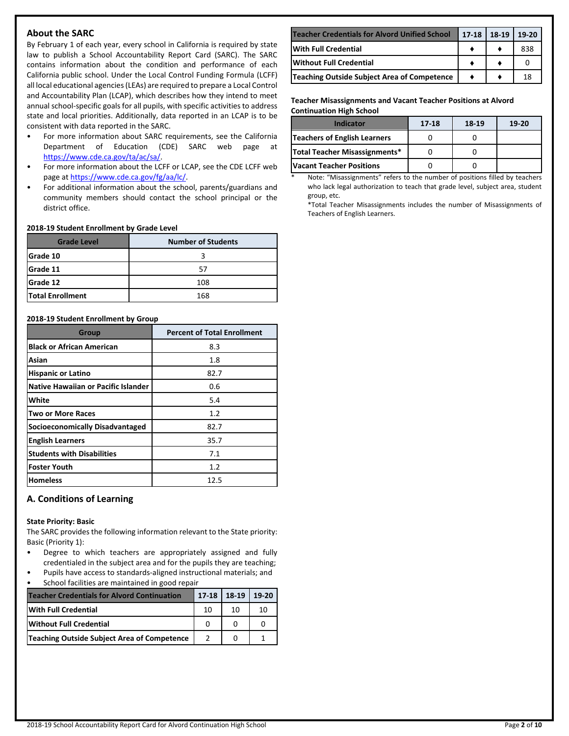## About the SARC

By February 1 of each year, every school in California is required by state law to publish a School Accountability Report Card (SARC). The SARC contains information about the condition and performance of each California public school. Under the Local Control Funding Formula (LCFF) all local educational agencies (LEAs) are required to prepare a Local Control and Accountability Plan (LCAP), which describes how they intend to meet annual school-specific goals for all pupils, with specific activities to address state and local priorities. Additionally, data reported in an LCAP is to be consistent with data reported in the SARC.

- For more information about SARC requirements, see the California Department of Education (CDE) SARC web page at https://www.cde.ca.gov/ta/ac/sa/.
- For more information about the LCFF or LCAP, see the CDE LCFF web page at https://www.cde.ca.gov/fg/aa/lc/.
- For additional information about the school, parents/guardians and community members should contact the school principal or the district office.

**2018-19 Student Enrollment by Grade Level**

| Grade Level | Number of Students |
|---|---|
| Grade 10 | 3 |
| Grade 11 | 57 |
| Grade 12 | 108 |
| Total Enrollment | 168 |

**2018-19 Student Enrollment by Group**

| Group | Percent of Total Enrollment |
|---|---|
| Black or African American | 8.3 |
| Asian | 1.8 |
| Hispanic or Latino | 82.7 |
| Native Hawaiian or Pacific Islander | 0.6 |
| White | 5.4 |
| Two or More Races | 1.2 |
| Socioeconomically Disadvantaged | 82.7 |
| English Learners | 35.7 |
| Students with Disabilities | 7.1 |
| Foster Youth | 1.2 |
| Homeless | 12.5 |

## A. Conditions of Learning

**State Priority: Basic**

The SARC provides the following information relevant to the State priority: Basic (Priority 1):

- Degree to which teachers are appropriately assigned and fully credentialed in the subject area and for the pupils they are teaching;
- Pupils have access to standards-aligned instructional materials; and
- School facilities are maintained in good repair

| Teacher Credentials for Alvord Continuation | 17-18 | 18-19 | 19-20 |
|---|---|---|---|
| With Full Credential | 10 | 10 | 10 |
| Without Full Credential | 0 | 0 | 0 |
| Teaching Outside Subject Area of Competence | 2 | 0 | 1 |

| Teacher Credentials for Alvord Unified School | 17-18 | 18-19 | 19-20 |
|---|---|---|---|
| With Full Credential | ♦ | ♦ | 838 |
| Without Full Credential | ♦ | ♦ | 0 |
| Teaching Outside Subject Area of Competence | ♦ | ♦ | 18 |

**Teacher Misassignments and Vacant Teacher Positions at Alvord Continuation High School**

| Indicator | 17-18 | 18-19 | 19-20 |
|---|---|---|---|
| Teachers of English Learners | 0 | 0 | |
| Total Teacher Misassignments* | 0 | 0 | |
| Vacant Teacher Positions | 0 | 0 | |

\* Note: "Misassignments" refers to the number of positions filled by teachers who lack legal authorization to teach that grade level, subject area, student group, etc.

*Total Teacher Misassignments includes the number of Misassignments of Teachers of English Learners.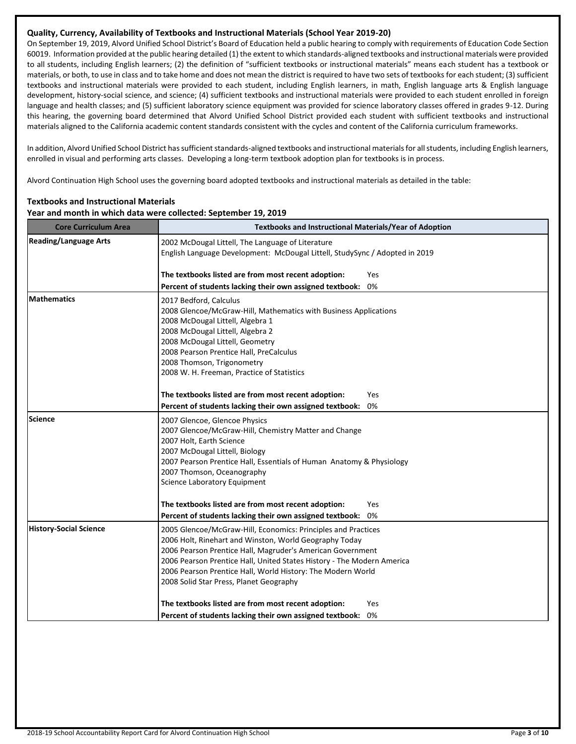### Quality, Currency, Availability of Textbooks and Instructional Materials (School Year 2019-20)

On September 19, 2019, Alvord Unified School District's Board of Education held a public hearing to comply with requirements of Education Code Section 60019. Information provided at the public hearing detailed (1) the extent to which standards-aligned textbooks and instructional materials were provided to all students, including English learners; (2) the definition of "sufficient textbooks or instructional materials" means each student has a textbook or materials, or both, to use in class and to take home and does not mean the district is required to have two sets of textbooks for each student; (3) sufficient textbooks and instructional materials were provided to each student, including English learners, in math, English language arts & English language development, history-social science, and science; (4) sufficient textbooks and instructional materials were provided to each student enrolled in foreign language and health classes; and (5) sufficient laboratory science equipment was provided for science laboratory classes offered in grades 9-12. During this hearing, the governing board determined that Alvord Unified School District provided each student with sufficient textbooks and instructional materials aligned to the California academic content standards consistent with the cycles and content of the California curriculum frameworks.

In addition, Alvord Unified School District has sufficient standards-aligned textbooks and instructional materials for all students, including English learners, enrolled in visual and performing arts classes. Developing a long-term textbook adoption plan for textbooks is in process.

Alvord Continuation High School uses the governing board adopted textbooks and instructional materials as detailed in the table:

### Textbooks and Instructional Materials
**Year and month in which data were collected: September 19, 2019**

| Core Curriculum Area | Textbooks and Instructional Materials/Year of Adoption |
|---|---|
| **Reading/Language Arts** | 2002 McDougal Littell, The Language of Literature<br>English Language Development: McDougal Littell, StudySync / Adopted in 2019<br><br>**The textbooks listed are from most recent adoption:** Yes<br>**Percent of students lacking their own assigned textbook:** 0% |
| **Mathematics** | 2017 Bedford, Calculus<br>2008 Glencoe/McGraw-Hill, Mathematics with Business Applications<br>2008 McDougal Littell, Algebra 1<br>2008 McDougal Littell, Algebra 2<br>2008 McDougal Littell, Geometry<br>2008 Pearson Prentice Hall, PreCalculus<br>2008 Thomson, Trigonometry<br>2008 W. H. Freeman, Practice of Statistics<br><br>**The textbooks listed are from most recent adoption:** Yes<br>**Percent of students lacking their own assigned textbook:** 0% |
| **Science** | 2007 Glencoe, Glencoe Physics<br>2007 Glencoe/McGraw-Hill, Chemistry Matter and Change<br>2007 Holt, Earth Science<br>2007 McDougal Littell, Biology<br>2007 Pearson Prentice Hall, Essentials of Human Anatomy & Physiology<br>2007 Thomson, Oceanography<br>Science Laboratory Equipment<br><br>**The textbooks listed are from most recent adoption:** Yes<br>**Percent of students lacking their own assigned textbook:** 0% |
| **History-Social Science** | 2005 Glencoe/McGraw-Hill, Economics: Principles and Practices<br>2006 Holt, Rinehart and Winston, World Geography Today<br>2006 Pearson Prentice Hall, Magruder's American Government<br>2006 Pearson Prentice Hall, United States History - The Modern America<br>2006 Pearson Prentice Hall, World History: The Modern World<br>2008 Solid Star Press, Planet Geography<br><br>**The textbooks listed are from most recent adoption:** Yes<br>**Percent of students lacking their own assigned textbook:** 0% |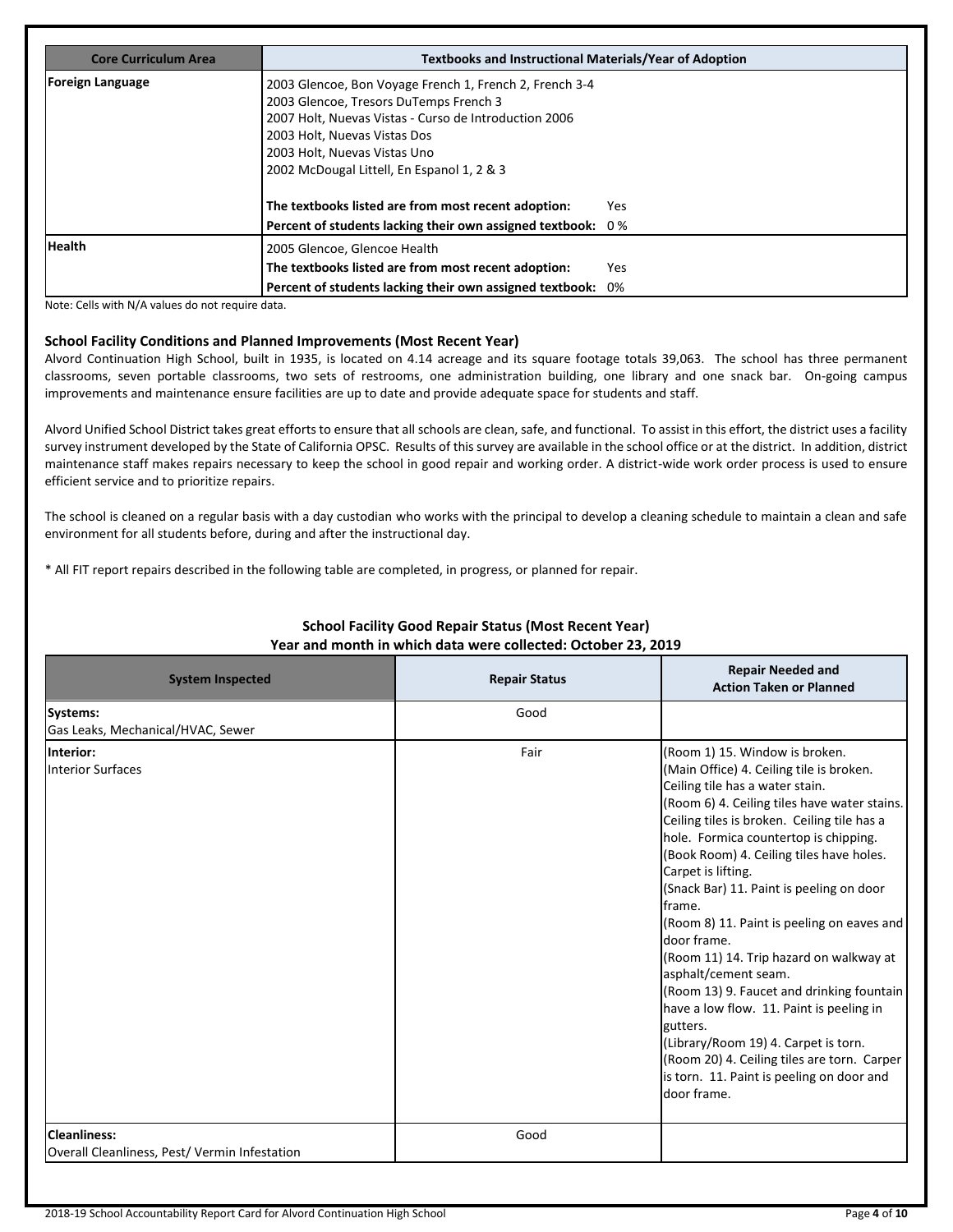| Core Curriculum Area | Textbooks and Instructional Materials/Year of Adoption |
|---|---|
| Foreign Language | 2003 Glencoe, Bon Voyage French 1, French 2, French 3-4<br>2003 Glencoe, Tresors DuTemps French 3<br>2007 Holt, Nuevas Vistas - Curso de Introduction 2006<br>2003 Holt, Nuevas Vistas Dos<br>2003 Holt, Nuevas Vistas Uno<br>2002 McDougal Littell, En Espanol 1, 2 & 3<br><br>**The textbooks listed are from most recent adoption:** Yes<br>**Percent of students lacking their own assigned textbook:** 0 % |
| Health | 2005 Glencoe, Glencoe Health<br>**The textbooks listed are from most recent adoption:** Yes<br>**Percent of students lacking their own assigned textbook:** 0% |

Note: Cells with N/A values do not require data.

### School Facility Conditions and Planned Improvements (Most Recent Year)

Alvord Continuation High School, built in 1935, is located on 4.14 acreage and its square footage totals 39,063. The school has three permanent classrooms, seven portable classrooms, two sets of restrooms, one administration building, one library and one snack bar. On-going campus improvements and maintenance ensure facilities are up to date and provide adequate space for students and staff.

Alvord Unified School District takes great efforts to ensure that all schools are clean, safe, and functional. To assist in this effort, the district uses a facility survey instrument developed by the State of California OPSC. Results of this survey are available in the school office or at the district. In addition, district maintenance staff makes repairs necessary to keep the school in good repair and working order. A district-wide work order process is used to ensure efficient service and to prioritize repairs.

The school is cleaned on a regular basis with a day custodian who works with the principal to develop a cleaning schedule to maintain a clean and safe environment for all students before, during and after the instructional day.

* All FIT report repairs described in the following table are completed, in progress, or planned for repair.

### School Facility Good Repair Status (Most Recent Year)
### Year and month in which data were collected: October 23, 2019

| System Inspected | Repair Status | Repair Needed and Action Taken or Planned |
|---|---|---|
| **Systems:**<br>Gas Leaks, Mechanical/HVAC, Sewer | Good | |
| **Interior:**<br>Interior Surfaces | Fair | (Room 1) 15. Window is broken.<br>(Main Office) 4. Ceiling tile is broken. Ceiling tile has a water stain.<br>(Room 6) 4. Ceiling tiles have water stains. Ceiling tiles is broken. Ceiling tile has a hole. Formica countertop is chipping.<br>(Book Room) 4. Ceiling tiles have holes. Carpet is lifting.<br>(Snack Bar) 11. Paint is peeling on door frame.<br>(Room 8) 11. Paint is peeling on eaves and door frame.<br>(Room 11) 14. Trip hazard on walkway at asphalt/cement seam.<br>(Room 13) 9. Faucet and drinking fountain have a low flow. 11. Paint is peeling in gutters.<br>(Library/Room 19) 4. Carpet is torn.<br>(Room 20) 4. Ceiling tiles are torn. Carper is torn. 11. Paint is peeling on door and door frame. |
| **Cleanliness:**<br>Overall Cleanliness, Pest/ Vermin Infestation | Good | |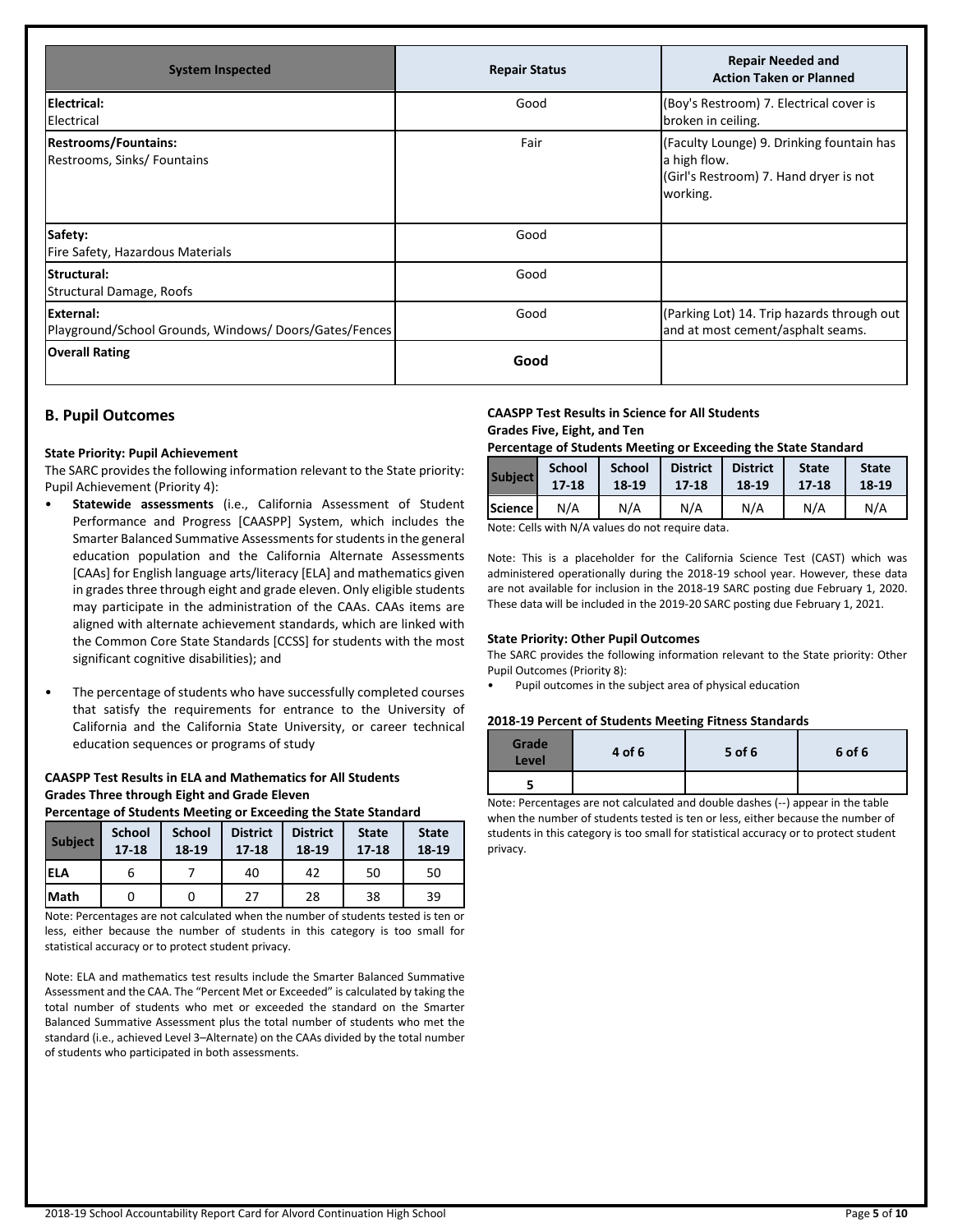| System Inspected | Repair Status | Repair Needed and Action Taken or Planned |
|---|---|---|
| **Electrical:** Electrical | Good | (Boy's Restroom) 7. Electrical cover is broken in ceiling. |
| **Restrooms/Fountains:** Restrooms, Sinks/ Fountains | Fair | (Faculty Lounge) 9. Drinking fountain has a high flow. (Girl's Restroom) 7. Hand dryer is not working. |
| **Safety:** Fire Safety, Hazardous Materials | Good | |
| **Structural:** Structural Damage, Roofs | Good | |
| **External:** Playground/School Grounds, Windows/ Doors/Gates/Fences | Good | (Parking Lot) 14. Trip hazards through out and at most cement/asphalt seams. |
| **Overall Rating** | **Good** | |

## B. Pupil Outcomes

### State Priority: Pupil Achievement

The SARC provides the following information relevant to the State priority: Pupil Achievement (Priority 4):

- **Statewide assessments** (i.e., California Assessment of Student Performance and Progress [CAASPP] System, which includes the Smarter Balanced Summative Assessments for students in the general education population and the California Alternate Assessments [CAAs] for English language arts/literacy [ELA] and mathematics given in grades three through eight and grade eleven. Only eligible students may participate in the administration of the CAAs. CAAs items are aligned with alternate achievement standards, which are linked with the Common Core State Standards [CCSS] for students with the most significant cognitive disabilities); and
- The percentage of students who have successfully completed courses that satisfy the requirements for entrance to the University of California and the California State University, or career technical education sequences or programs of study

**CAASPP Test Results in ELA and Mathematics for All Students Grades Three through Eight and Grade Eleven Percentage of Students Meeting or Exceeding the State Standard**

| Subject | School 17-18 | School 18-19 | District 17-18 | District 18-19 | State 17-18 | State 18-19 |
|---|---|---|---|---|---|---|
| ELA | 6 | 7 | 40 | 42 | 50 | 50 |
| Math | 0 | 0 | 27 | 28 | 38 | 39 |

Note: Percentages are not calculated when the number of students tested is ten or less, either because the number of students in this category is too small for statistical accuracy or to protect student privacy.

Note: ELA and mathematics test results include the Smarter Balanced Summative Assessment and the CAA. The "Percent Met or Exceeded" is calculated by taking the total number of students who met or exceeded the standard on the Smarter Balanced Summative Assessment plus the total number of students who met the standard (i.e., achieved Level 3–Alternate) on the CAAs divided by the total number of students who participated in both assessments.

**CAASPP Test Results in Science for All Students Grades Five, Eight, and Ten Percentage of Students Meeting or Exceeding the State Standard**

| Subject | School 17-18 | School 18-19 | District 17-18 | District 18-19 | State 17-18 | State 18-19 |
|---|---|---|---|---|---|---|
| Science | N/A | N/A | N/A | N/A | N/A | N/A |

Note: Cells with N/A values do not require data.

Note: This is a placeholder for the California Science Test (CAST) which was administered operationally during the 2018-19 school year. However, these data are not available for inclusion in the 2018-19 SARC posting due February 1, 2020. These data will be included in the 2019-20 SARC posting due February 1, 2021.

### State Priority: Other Pupil Outcomes

The SARC provides the following information relevant to the State priority: Other Pupil Outcomes (Priority 8):

- Pupil outcomes in the subject area of physical education

**2018-19 Percent of Students Meeting Fitness Standards**

| Grade Level | 4 of 6 | 5 of 6 | 6 of 6 |
|---|---|---|---|
| 5 | | | |

Note: Percentages are not calculated and double dashes (--) appear in the table when the number of students tested is ten or less, either because the number of students in this category is too small for statistical accuracy or to protect student privacy.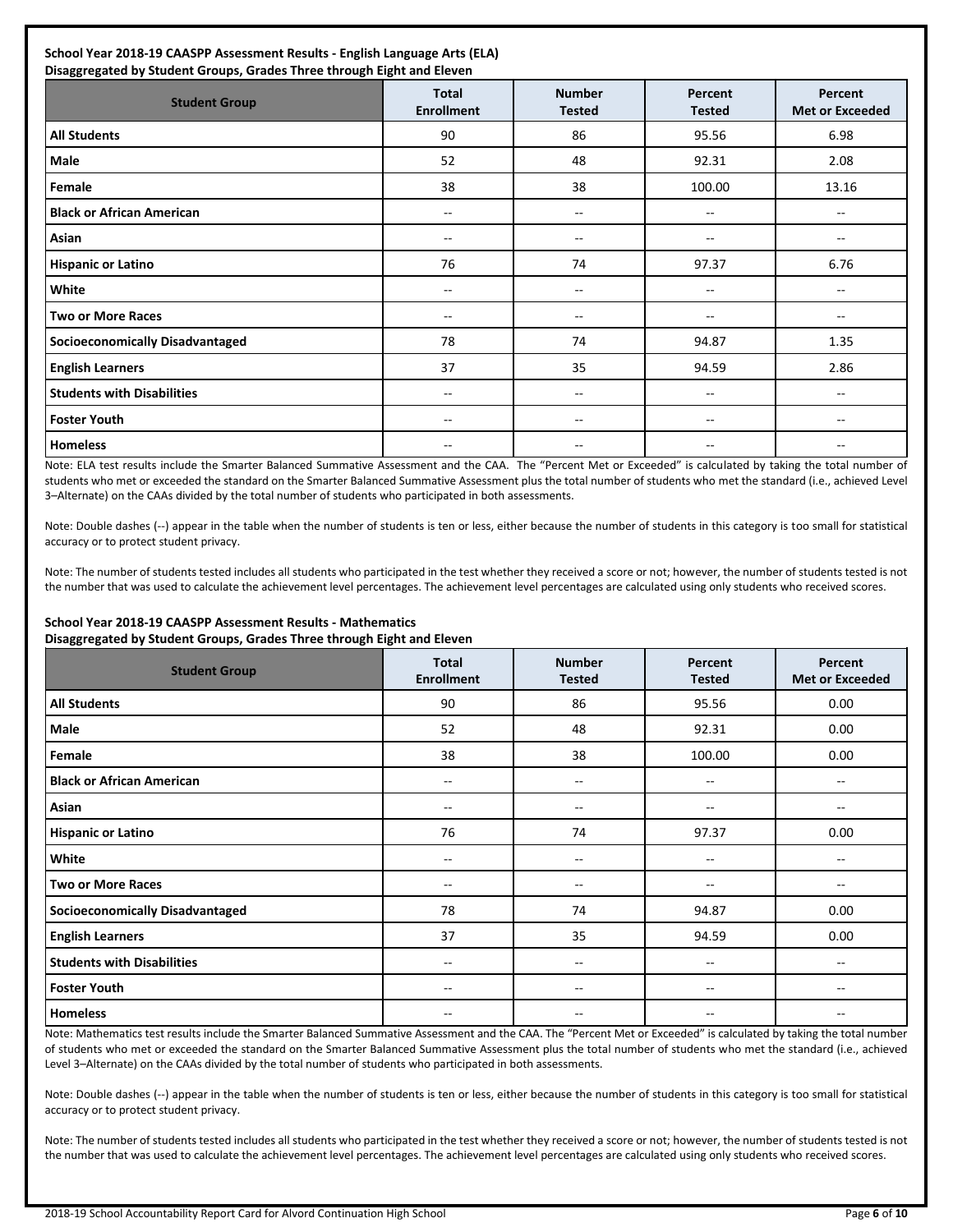**School Year 2018-19 CAASPP Assessment Results - English Language Arts (ELA)**
**Disaggregated by Student Groups, Grades Three through Eight and Eleven**

| Student Group | Total Enrollment | Number Tested | Percent Tested | Percent Met or Exceeded |
|---|---|---|---|---|
| **All Students** | 90 | 86 | 95.56 | 6.98 |
| **Male** | 52 | 48 | 92.31 | 2.08 |
| **Female** | 38 | 38 | 100.00 | 13.16 |
| **Black or African American** | -- | -- | -- | -- |
| **Asian** | -- | -- | -- | -- |
| **Hispanic or Latino** | 76 | 74 | 97.37 | 6.76 |
| **White** | -- | -- | -- | -- |
| **Two or More Races** | -- | -- | -- | -- |
| **Socioeconomically Disadvantaged** | 78 | 74 | 94.87 | 1.35 |
| **English Learners** | 37 | 35 | 94.59 | 2.86 |
| **Students with Disabilities** | -- | -- | -- | -- |
| **Foster Youth** | -- | -- | -- | -- |
| **Homeless** | -- | -- | -- | -- |

Note: ELA test results include the Smarter Balanced Summative Assessment and the CAA. The "Percent Met or Exceeded" is calculated by taking the total number of students who met or exceeded the standard on the Smarter Balanced Summative Assessment plus the total number of students who met the standard (i.e., achieved Level 3–Alternate) on the CAAs divided by the total number of students who participated in both assessments.

Note: Double dashes (--) appear in the table when the number of students is ten or less, either because the number of students in this category is too small for statistical accuracy or to protect student privacy.

Note: The number of students tested includes all students who participated in the test whether they received a score or not; however, the number of students tested is not the number that was used to calculate the achievement level percentages. The achievement level percentages are calculated using only students who received scores.

**School Year 2018-19 CAASPP Assessment Results - Mathematics**
**Disaggregated by Student Groups, Grades Three through Eight and Eleven**

| Student Group | Total Enrollment | Number Tested | Percent Tested | Percent Met or Exceeded |
|---|---|---|---|---|
| **All Students** | 90 | 86 | 95.56 | 0.00 |
| **Male** | 52 | 48 | 92.31 | 0.00 |
| **Female** | 38 | 38 | 100.00 | 0.00 |
| **Black or African American** | -- | -- | -- | -- |
| **Asian** | -- | -- | -- | -- |
| **Hispanic or Latino** | 76 | 74 | 97.37 | 0.00 |
| **White** | -- | -- | -- | -- |
| **Two or More Races** | -- | -- | -- | -- |
| **Socioeconomically Disadvantaged** | 78 | 74 | 94.87 | 0.00 |
| **English Learners** | 37 | 35 | 94.59 | 0.00 |
| **Students with Disabilities** | -- | -- | -- | -- |
| **Foster Youth** | -- | -- | -- | -- |
| **Homeless** | -- | -- | -- | -- |

Note: Mathematics test results include the Smarter Balanced Summative Assessment and the CAA. The "Percent Met or Exceeded" is calculated by taking the total number of students who met or exceeded the standard on the Smarter Balanced Summative Assessment plus the total number of students who met the standard (i.e., achieved Level 3–Alternate) on the CAAs divided by the total number of students who participated in both assessments.

Note: Double dashes (--) appear in the table when the number of students is ten or less, either because the number of students in this category is too small for statistical accuracy or to protect student privacy.

Note: The number of students tested includes all students who participated in the test whether they received a score or not; however, the number of students tested is not the number that was used to calculate the achievement level percentages. The achievement level percentages are calculated using only students who received scores.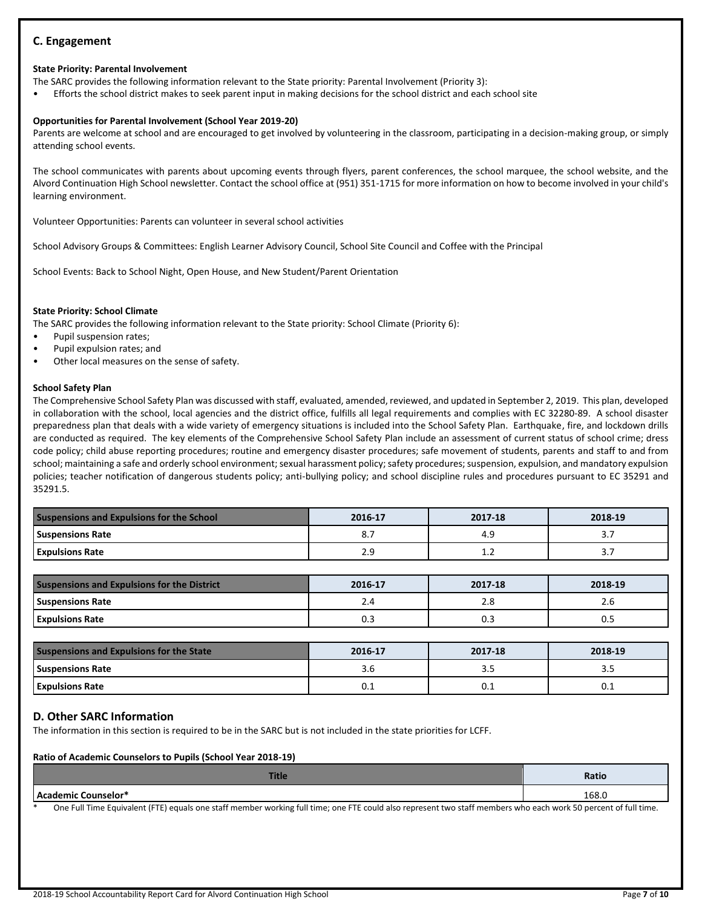## C. Engagement

**State Priority: Parental Involvement**

The SARC provides the following information relevant to the State priority: Parental Involvement (Priority 3):

- Efforts the school district makes to seek parent input in making decisions for the school district and each school site

**Opportunities for Parental Involvement (School Year 2019-20)**

Parents are welcome at school and are encouraged to get involved by volunteering in the classroom, participating in a decision-making group, or simply attending school events.

The school communicates with parents about upcoming events through flyers, parent conferences, the school marquee, the school website, and the Alvord Continuation High School newsletter. Contact the school office at (951) 351-1715 for more information on how to become involved in your child's learning environment.

Volunteer Opportunities: Parents can volunteer in several school activities

School Advisory Groups & Committees: English Learner Advisory Council, School Site Council and Coffee with the Principal

School Events: Back to School Night, Open House, and New Student/Parent Orientation

**State Priority: School Climate**

The SARC provides the following information relevant to the State priority: School Climate (Priority 6):

- Pupil suspension rates;
- Pupil expulsion rates; and
- Other local measures on the sense of safety.

**School Safety Plan**

The Comprehensive School Safety Plan was discussed with staff, evaluated, amended, reviewed, and updated in September 2, 2019. This plan, developed in collaboration with the school, local agencies and the district office, fulfills all legal requirements and complies with EC 32280-89. A school disaster preparedness plan that deals with a wide variety of emergency situations is included into the School Safety Plan. Earthquake, fire, and lockdown drills are conducted as required. The key elements of the Comprehensive School Safety Plan include an assessment of current status of school crime; dress code policy; child abuse reporting procedures; routine and emergency disaster procedures; safe movement of students, parents and staff to and from school; maintaining a safe and orderly school environment; sexual harassment policy; safety procedures; suspension, expulsion, and mandatory expulsion policies; teacher notification of dangerous students policy; anti-bullying policy; and school discipline rules and procedures pursuant to EC 35291 and 35291.5.

| Suspensions and Expulsions for the School | 2016-17 | 2017-18 | 2018-19 |
|---|---|---|---|
| Suspensions Rate | 8.7 | 4.9 | 3.7 |
| Expulsions Rate | 2.9 | 1.2 | 3.7 |

| Suspensions and Expulsions for the District | 2016-17 | 2017-18 | 2018-19 |
|---|---|---|---|
| Suspensions Rate | 2.4 | 2.8 | 2.6 |
| Expulsions Rate | 0.3 | 0.3 | 0.5 |

| Suspensions and Expulsions for the State | 2016-17 | 2017-18 | 2018-19 |
|---|---|---|---|
| Suspensions Rate | 3.6 | 3.5 | 3.5 |
| Expulsions Rate | 0.1 | 0.1 | 0.1 |

## D. Other SARC Information

The information in this section is required to be in the SARC but is not included in the state priorities for LCFF.

**Ratio of Academic Counselors to Pupils (School Year 2018-19)**

| Title | Ratio |
|---|---|
| Academic Counselor* | 168.0 |

\* One Full Time Equivalent (FTE) equals one staff member working full time; one FTE could also represent two staff members who each work 50 percent of full time.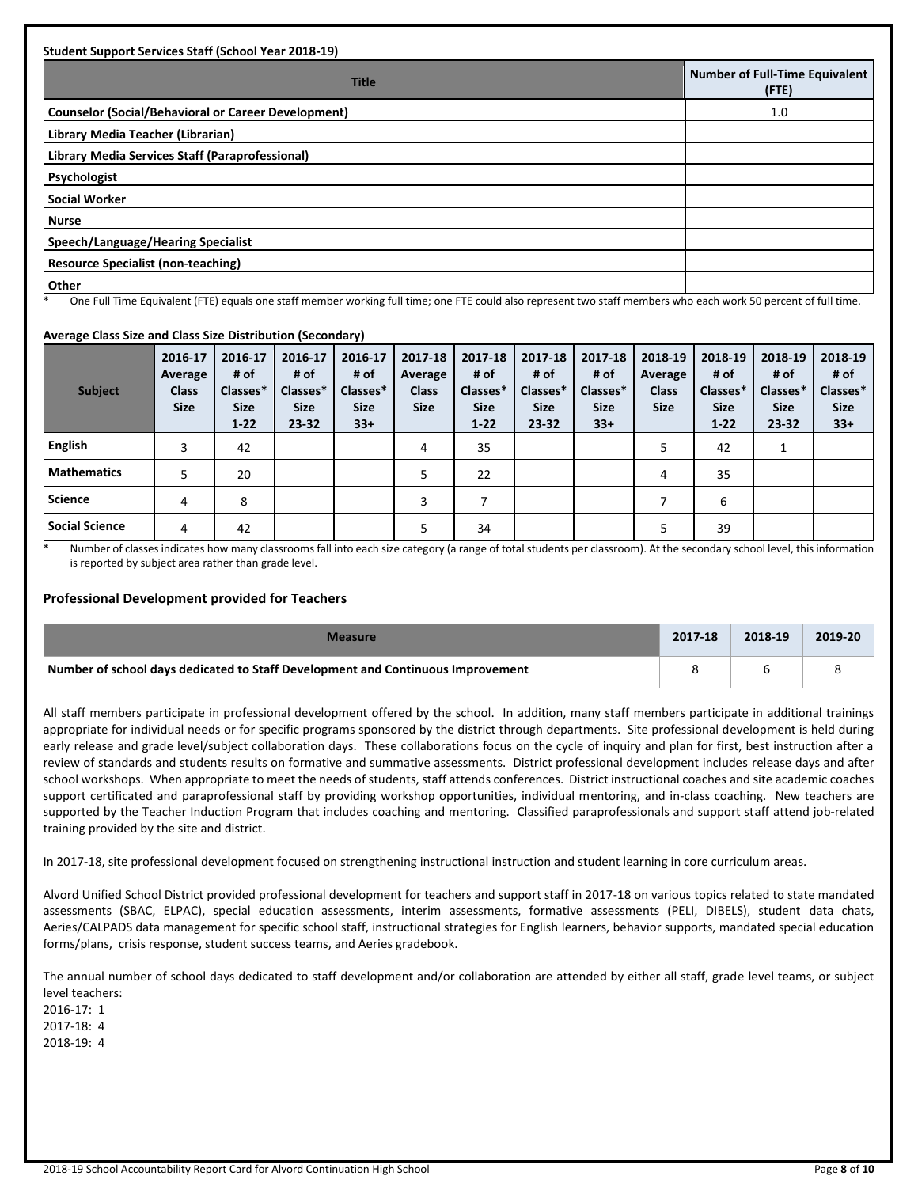**Student Support Services Staff (School Year 2018-19)**

| Title | Number of Full-Time Equivalent (FTE) |
|---|---|
| Counselor (Social/Behavioral or Career Development) | 1.0 |
| Library Media Teacher (Librarian) | |
| Library Media Services Staff (Paraprofessional) | |
| Psychologist | |
| Social Worker | |
| Nurse | |
| Speech/Language/Hearing Specialist | |
| Resource Specialist (non-teaching) | |
| Other | |

\* One Full Time Equivalent (FTE) equals one staff member working full time; one FTE could also represent two staff members who each work 50 percent of full time.

**Average Class Size and Class Size Distribution (Secondary)**

| Subject | 2016-17 Average Class Size | 2016-17 # of Classes* Size 1-22 | 2016-17 # of Classes* Size 23-32 | 2016-17 # of Classes* Size 33+ | 2017-18 Average Class Size | 2017-18 # of Classes* Size 1-22 | 2017-18 # of Classes* Size 23-32 | 2017-18 # of Classes* Size 33+ | 2018-19 Average Class Size | 2018-19 # of Classes* Size 1-22 | 2018-19 # of Classes* Size 23-32 | 2018-19 # of Classes* Size 33+ |
|---|---|---|---|---|---|---|---|---|---|---|---|---|
| English | 3 | 42 | | | 4 | 35 | | | 5 | 42 | 1 | |
| Mathematics | 5 | 20 | | | 5 | 22 | | | 4 | 35 | | |
| Science | 4 | 8 | | | 3 | 7 | | | 7 | 6 | | |
| Social Science | 4 | 42 | | | 5 | 34 | | | 5 | 39 | | |

\* Number of classes indicates how many classrooms fall into each size category (a range of total students per classroom). At the secondary school level, this information is reported by subject area rather than grade level.

## Professional Development provided for Teachers

| Measure | 2017-18 | 2018-19 | 2019-20 |
|---|---|---|---|
| Number of school days dedicated to Staff Development and Continuous Improvement | 8 | 6 | 8 |

All staff members participate in professional development offered by the school. In addition, many staff members participate in additional trainings appropriate for individual needs or for specific programs sponsored by the district through departments. Site professional development is held during early release and grade level/subject collaboration days. These collaborations focus on the cycle of inquiry and plan for first, best instruction after a review of standards and students results on formative and summative assessments. District professional development includes release days and after school workshops. When appropriate to meet the needs of students, staff attends conferences. District instructional coaches and site academic coaches support certificated and paraprofessional staff by providing workshop opportunities, individual mentoring, and in-class coaching. New teachers are supported by the Teacher Induction Program that includes coaching and mentoring. Classified paraprofessionals and support staff attend job-related training provided by the site and district.

In 2017-18, site professional development focused on strengthening instructional instruction and student learning in core curriculum areas.

Alvord Unified School District provided professional development for teachers and support staff in 2017-18 on various topics related to state mandated assessments (SBAC, ELPAC), special education assessments, interim assessments, formative assessments (PELI, DIBELS), student data chats, Aeries/CALPADS data management for specific school staff, instructional strategies for English learners, behavior supports, mandated special education forms/plans, crisis response, student success teams, and Aeries gradebook.

The annual number of school days dedicated to staff development and/or collaboration are attended by either all staff, grade level teams, or subject level teachers:  
2016-17: 1  
2017-18: 4  
2018-19: 4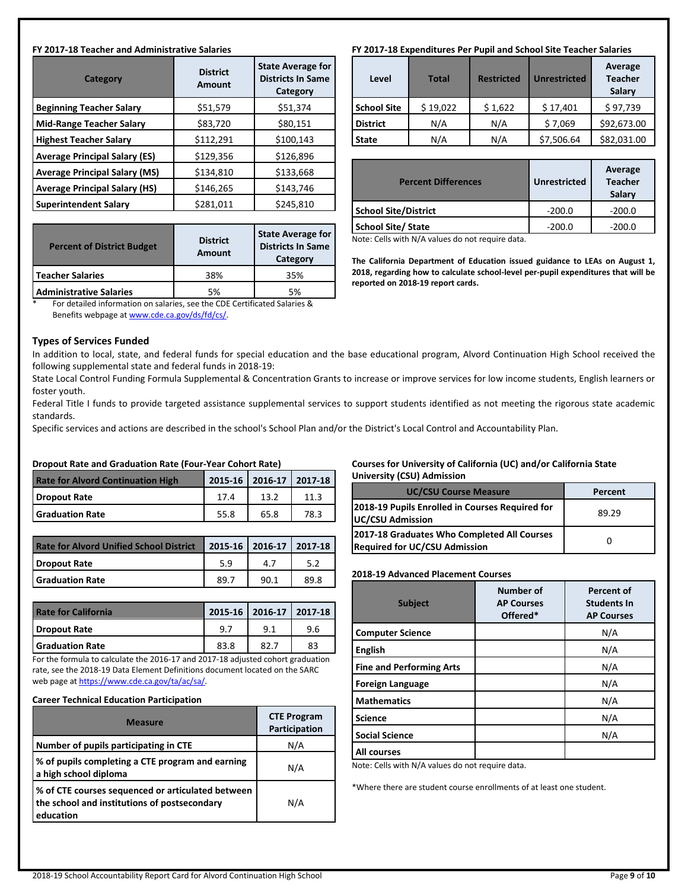**FY 2017-18 Teacher and Administrative Salaries**

| Category | District Amount | State Average for Districts In Same Category |
|---|---|---|
| Beginning Teacher Salary | $51,579 | $51,374 |
| Mid-Range Teacher Salary | $83,720 | $80,151 |
| Highest Teacher Salary | $112,291 | $100,143 |
| Average Principal Salary (ES) | $129,356 | $126,896 |
| Average Principal Salary (MS) | $134,810 | $133,668 |
| Average Principal Salary (HS) | $146,265 | $143,746 |
| Superintendent Salary | $281,011 | $245,810 |

| Percent of District Budget | District Amount | State Average for Districts In Same Category |
|---|---|---|
| Teacher Salaries | 38% | 35% |
| Administrative Salaries | 5% | 5% |

\* For detailed information on salaries, see the CDE Certificated Salaries & Benefits webpage at www.cde.ca.gov/ds/fd/cs/.

**FY 2017-18 Expenditures Per Pupil and School Site Teacher Salaries**

| Level | Total | Restricted | Unrestricted | Average Teacher Salary |
|---|---|---|---|---|
| School Site | $ 19,022 | $ 1,622 | $ 17,401 | $ 97,739 |
| District | N/A | N/A | $ 7,069 | $92,673.00 |
| State | N/A | N/A | $7,506.64 | $82,031.00 |

| Percent Differences | Unrestricted | Average Teacher Salary |
|---|---|---|
| School Site/District | -200.0 | -200.0 |
| School Site/ State | -200.0 | -200.0 |

Note: Cells with N/A values do not require data.

**The California Department of Education issued guidance to LEAs on August 1, 2018, regarding how to calculate school-level per-pupil expenditures that will be reported on 2018-19 report cards.**

## Types of Services Funded

In addition to local, state, and federal funds for special education and the base educational program, Alvord Continuation High School received the following supplemental state and federal funds in 2018-19:

State Local Control Funding Formula Supplemental & Concentration Grants to increase or improve services for low income students, English learners or foster youth.

Federal Title I funds to provide targeted assistance supplemental services to support students identified as not meeting the rigorous state academic standards.

Specific services and actions are described in the school's School Plan and/or the District's Local Control and Accountability Plan.

**Dropout Rate and Graduation Rate (Four-Year Cohort Rate)**

| Rate for Alvord Continuation High | 2015-16 | 2016-17 | 2017-18 |
|---|---|---|---|
| Dropout Rate | 17.4 | 13.2 | 11.3 |
| Graduation Rate | 55.8 | 65.8 | 78.3 |

| Rate for Alvord Unified School District | 2015-16 | 2016-17 | 2017-18 |
|---|---|---|---|
| Dropout Rate | 5.9 | 4.7 | 5.2 |
| Graduation Rate | 89.7 | 90.1 | 89.8 |

| Rate for California | 2015-16 | 2016-17 | 2017-18 |
|---|---|---|---|
| Dropout Rate | 9.7 | 9.1 | 9.6 |
| Graduation Rate | 83.8 | 82.7 | 83 |

For the formula to calculate the 2016-17 and 2017-18 adjusted cohort graduation rate, see the 2018-19 Data Element Definitions document located on the SARC web page at https://www.cde.ca.gov/ta/ac/sa/.

**Career Technical Education Participation**

| Measure | CTE Program Participation |
|---|---|
| Number of pupils participating in CTE | N/A |
| % of pupils completing a CTE program and earning a high school diploma | N/A |
| % of CTE courses sequenced or articulated between the school and institutions of postsecondary education | N/A |

**Courses for University of California (UC) and/or California State University (CSU) Admission**

| UC/CSU Course Measure | Percent |
|---|---|
| 2018-19 Pupils Enrolled in Courses Required for UC/CSU Admission | 89.29 |
| 2017-18 Graduates Who Completed All Courses Required for UC/CSU Admission | 0 |

**2018-19 Advanced Placement Courses**

| Subject | Number of AP Courses Offered* | Percent of Students In AP Courses |
|---|---|---|
| Computer Science | | N/A |
| English | | N/A |
| Fine and Performing Arts | | N/A |
| Foreign Language | | N/A |
| Mathematics | | N/A |
| Science | | N/A |
| Social Science | | N/A |
| All courses | | |

Note: Cells with N/A values do not require data.

*Where there are student course enrollments of at least one student.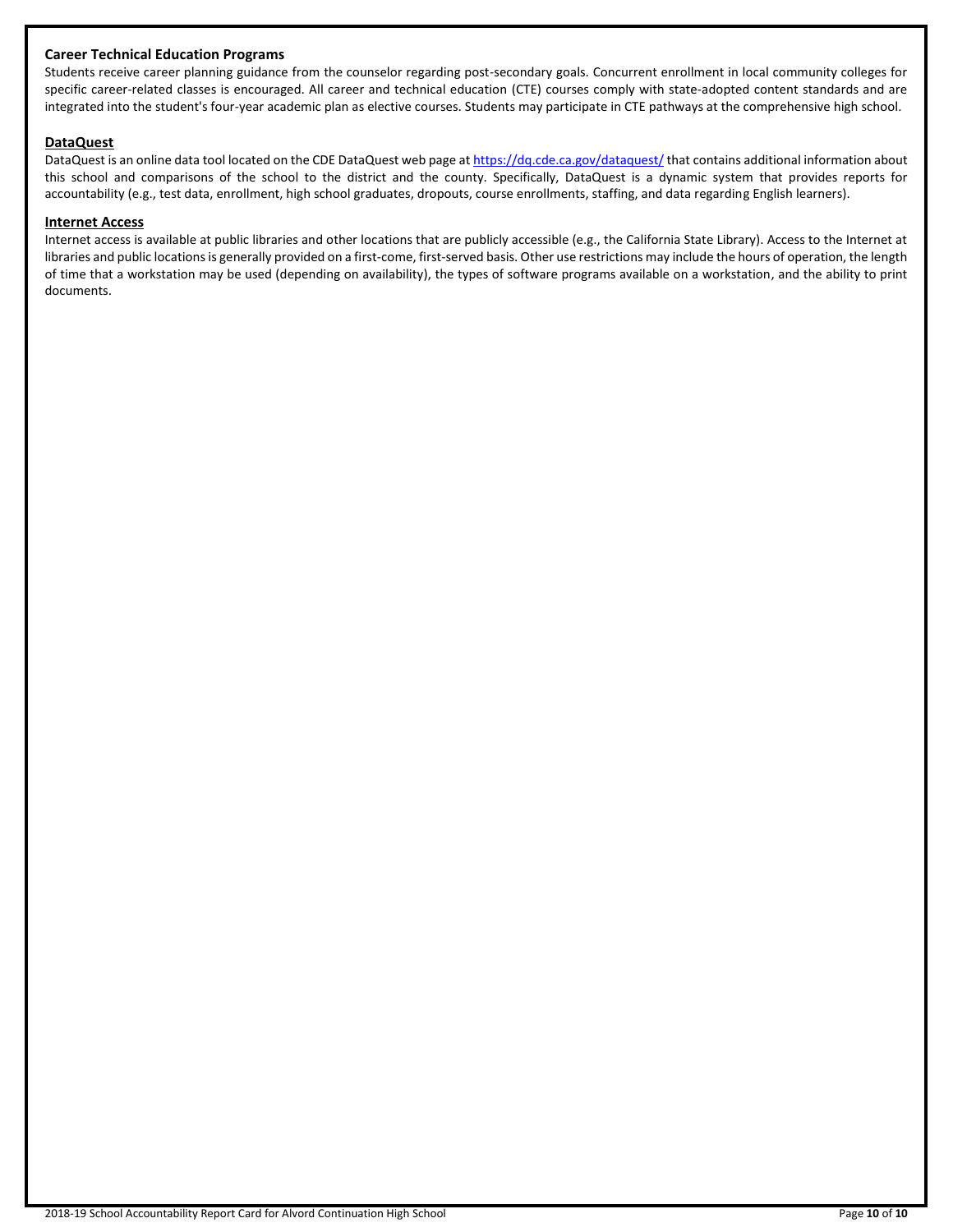**Career Technical Education Programs**

Students receive career planning guidance from the counselor regarding post-secondary goals. Concurrent enrollment in local community colleges for specific career-related classes is encouraged. All career and technical education (CTE) courses comply with state-adopted content standards and are integrated into the student's four-year academic plan as elective courses. Students may participate in CTE pathways at the comprehensive high school.

**DataQuest**

DataQuest is an online data tool located on the CDE DataQuest web page at https://dq.cde.ca.gov/dataquest/ that contains additional information about this school and comparisons of the school to the district and the county. Specifically, DataQuest is a dynamic system that provides reports for accountability (e.g., test data, enrollment, high school graduates, dropouts, course enrollments, staffing, and data regarding English learners).

**Internet Access**

Internet access is available at public libraries and other locations that are publicly accessible (e.g., the California State Library). Access to the Internet at libraries and public locations is generally provided on a first-come, first-served basis. Other use restrictions may include the hours of operation, the length of time that a workstation may be used (depending on availability), the types of software programs available on a workstation, and the ability to print documents.